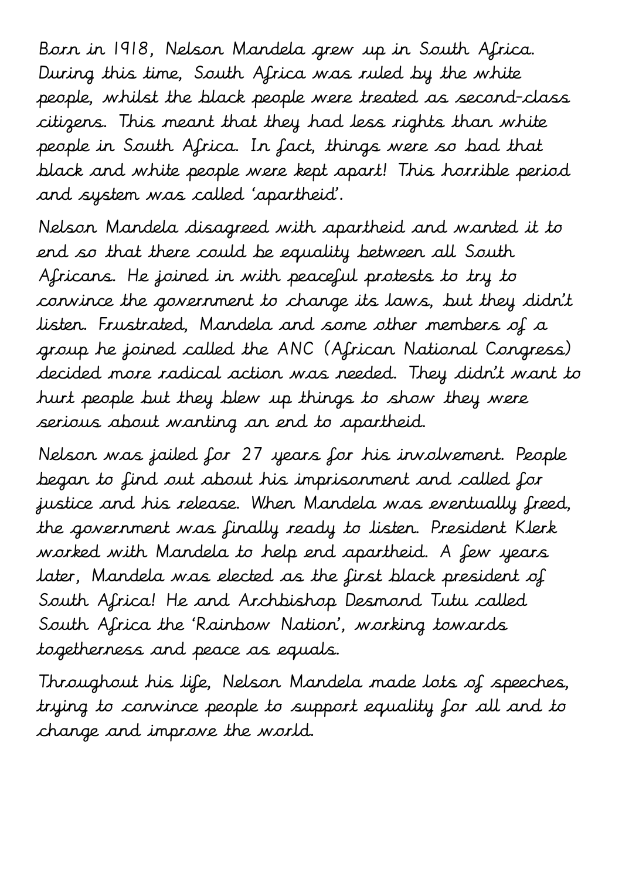Born in 1918, Nelson Mandela grew up in South Africa. During this time, South Africa was ruled by the white people, whilst the black people were treated as second-class citizens. This meant that they had less rights than white people in South Africa. In fact, things were so bad that black and white people were kept apart! This horrible period and system was called 'apartheid'.

Nelson Mandela disagreed with apartheid and wanted it to end so that there could be equality between all South Africans. He joined in with peaceful protests to try to convince the government to change its laws, but they didn't listen. Frustrated, Mandela and some other members of a group he joined called the ANC (African National Congress) decided more radical action was needed. They didn't want to hurt people but they blew up things to show they were serious about wanting an end to apartheid.

Nelson was jailed for 27 years for his involvement. People began to find out about his imprisonment and called for justice and his release. When Mandela was eventually freed, the government was finally ready to listen. President Klerk worked with Mandela to help end apartheid. A few years later, Mandela was elected as the first black president of South Africa! He and Archbishop Desmond Tutu called South Africa the 'Rainbow Nation', working towards togetherness and peace as equals.

Throughout his life, Nelson Mandela made lots of speeches, trying to convince people to support equality for all and to change and improve the world.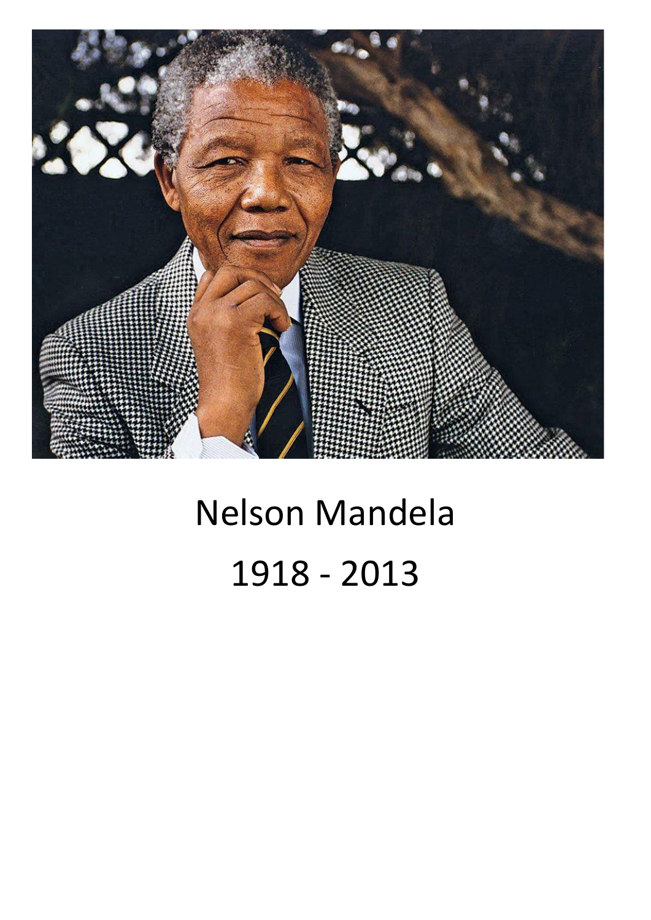Nelson Mandela

1918 - 2013